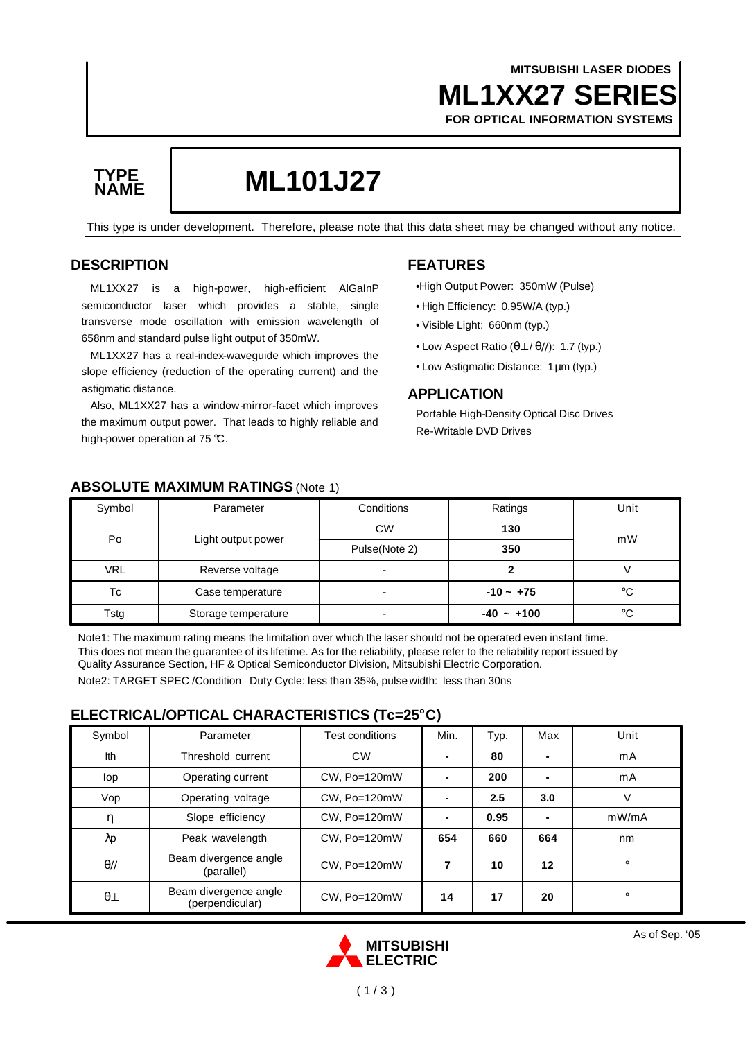MITSUBISHI LASER DIODES

# ML1XX27 SERIES

FOR OPTICAL INFORMATION SYSTEMS

**TYPE NAME** | **ML101J27**

This type is under development. Therefore, please note that this data sheet may be changed without any notice.

## DESCRIPTION

ML1XX27 is a high-power, high-efficient AlGaInP semiconductor laser which provides a stable, single transverse mode oscillation with emission wavelength of 658nm and standard pulse light output of 350mW.

ML1XX27 has a real-index-waveguide which improves the slope efficiency (reduction of the operating current) and the astigmatic distance.

Also, ML1XX27 has a window-mirror-facet which improves the maximum output power. That leads to highly reliable and high-power operation at 75 °C.

## FEATURES

- High Output Power: 350mW (Pulse)
- High Efficiency: 0.95W/A (typ.)
- Visible Light: 660nm (typ.)
- Low Aspect Ratio (θ⊥/ θ//): 1.7 (typ.)
- Low Astigmatic Distance: 1µm (typ.)

## APPLICATION

Portable High-Density Optical Disc Drives
Re-Writable DVD Drives

## ABSOLUTE MAXIMUM RATINGS (Note 1)

| Symbol | Parameter | Conditions | Ratings | Unit |
|---|---|---|---|---|
| Po | Light output power | CW | **130** | mW |
| | | Pulse(Note 2) | **350** | |
| VRL | Reverse voltage | - | **2** | V |
| Tc | Case temperature | - | **-10 ~ +75** | °C |
| Tstg | Storage temperature | - | **-40 ~ +100** | °C |

Note1: The maximum rating means the limitation over which the laser should not be operated even instant time. This does not mean the guarantee of its lifetime. As for the reliability, please refer to the reliability report issued by Quality Assurance Section, HF & Optical Semiconductor Division, Mitsubishi Electric Corporation.

Note2: TARGET SPEC /Condition Duty Cycle: less than 35%, pulse width: less than 30ns

## ELECTRICAL/OPTICAL CHARACTERISTICS (Tc=25°C)

| Symbol | Parameter | Test conditions | Min. | Typ. | Max | Unit |
|---|---|---|---|---|---|---|
| Ith | Threshold current | CW | - | **80** | - | mA |
| Iop | Operating current | CW, Po=120mW | - | **200** | - | mA |
| Vop | Operating voltage | CW, Po=120mW | - | **2.5** | **3.0** | V |
| η | Slope efficiency | CW, Po=120mW | - | **0.95** | - | mW/mA |
| λp | Peak wavelength | CW, Po=120mW | **654** | **660** | **664** | nm |
| θ// | Beam divergence angle (parallel) | CW, Po=120mW | **7** | **10** | **12** | ° |
| θ⊥ | Beam divergence angle (perpendicular) | CW, Po=120mW | **14** | **17** | **20** | ° |

As of Sep. '05

MITSUBISHI ELECTRIC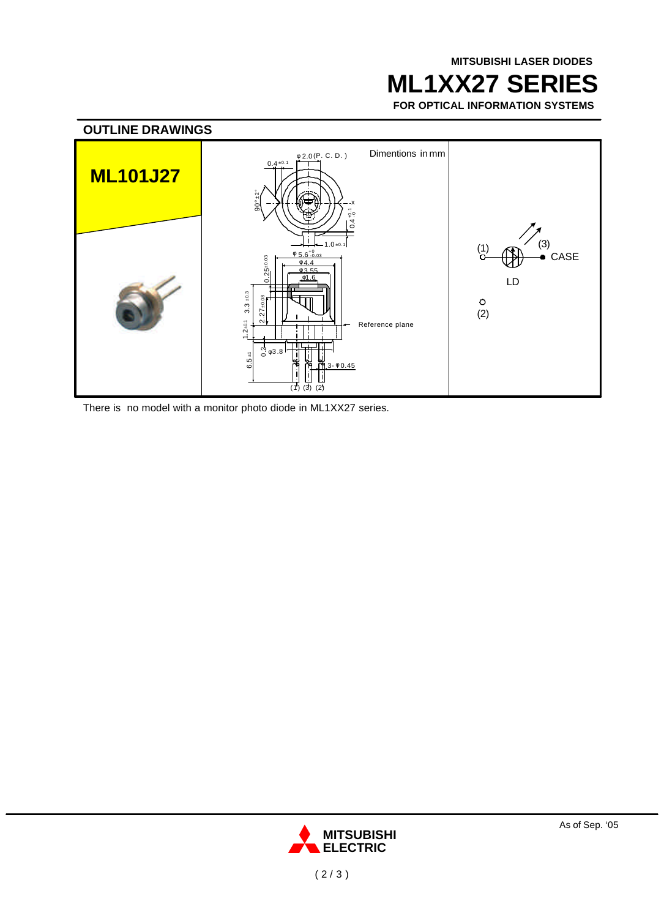## OUTLINE DRAWINGS

**ML101J27**

Dimentions in mm

(1) (3) CASE

LD

(2)

Reference plane

There is no model with a monitor photo diode in ML1XX27 series.

As of Sep. '05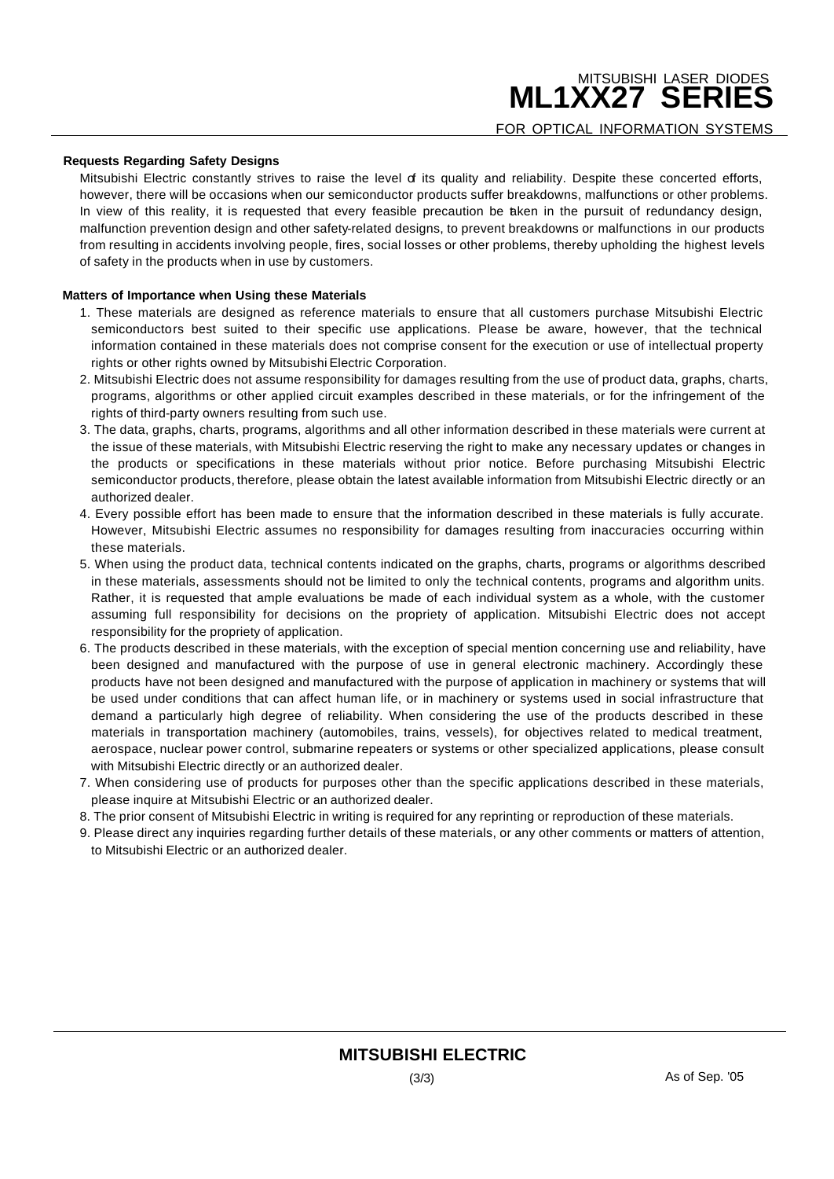### Requests Regarding Safety Designs

Mitsubishi Electric constantly strives to raise the level of its quality and reliability. Despite these concerted efforts, however, there will be occasions when our semiconductor products suffer breakdowns, malfunctions or other problems. In view of this reality, it is requested that every feasible precaution be taken in the pursuit of redundancy design, malfunction prevention design and other safety-related designs, to prevent breakdowns or malfunctions in our products from resulting in accidents involving people, fires, social losses or other problems, thereby upholding the highest levels of safety in the products when in use by customers.

### Matters of Importance when Using these Materials

1. These materials are designed as reference materials to ensure that all customers purchase Mitsubishi Electric semiconductors best suited to their specific use applications. Please be aware, however, that the technical information contained in these materials does not comprise consent for the execution or use of intellectual property rights or other rights owned by Mitsubishi Electric Corporation.
2. Mitsubishi Electric does not assume responsibility for damages resulting from the use of product data, graphs, charts, programs, algorithms or other applied circuit examples described in these materials, or for the infringement of the rights of third-party owners resulting from such use.
3. The data, graphs, charts, programs, algorithms and all other information described in these materials were current at the issue of these materials, with Mitsubishi Electric reserving the right to make any necessary updates or changes in the products or specifications in these materials without prior notice. Before purchasing Mitsubishi Electric semiconductor products, therefore, please obtain the latest available information from Mitsubishi Electric directly or an authorized dealer.
4. Every possible effort has been made to ensure that the information described in these materials is fully accurate. However, Mitsubishi Electric assumes no responsibility for damages resulting from inaccuracies occurring within these materials.
5. When using the product data, technical contents indicated on the graphs, charts, programs or algorithms described in these materials, assessments should not be limited to only the technical contents, programs and algorithm units. Rather, it is requested that ample evaluations be made of each individual system as a whole, with the customer assuming full responsibility for decisions on the propriety of application. Mitsubishi Electric does not accept responsibility for the propriety of application.
6. The products described in these materials, with the exception of special mention concerning use and reliability, have been designed and manufactured with the purpose of use in general electronic machinery. Accordingly these products have not been designed and manufactured with the purpose of application in machinery or systems that will be used under conditions that can affect human life, or in machinery or systems used in social infrastructure that demand a particularly high degree of reliability. When considering the use of the products described in these materials in transportation machinery (automobiles, trains, vessels), for objectives related to medical treatment, aerospace, nuclear power control, submarine repeaters or systems or other specialized applications, please consult with Mitsubishi Electric directly or an authorized dealer.
7. When considering use of products for purposes other than the specific applications described in these materials, please inquire at Mitsubishi Electric or an authorized dealer.
8. The prior consent of Mitsubishi Electric in writing is required for any reprinting or reproduction of these materials.
9. Please direct any inquiries regarding further details of these materials, or any other comments or matters of attention, to Mitsubishi Electric or an authorized dealer.

As of Sep. '05